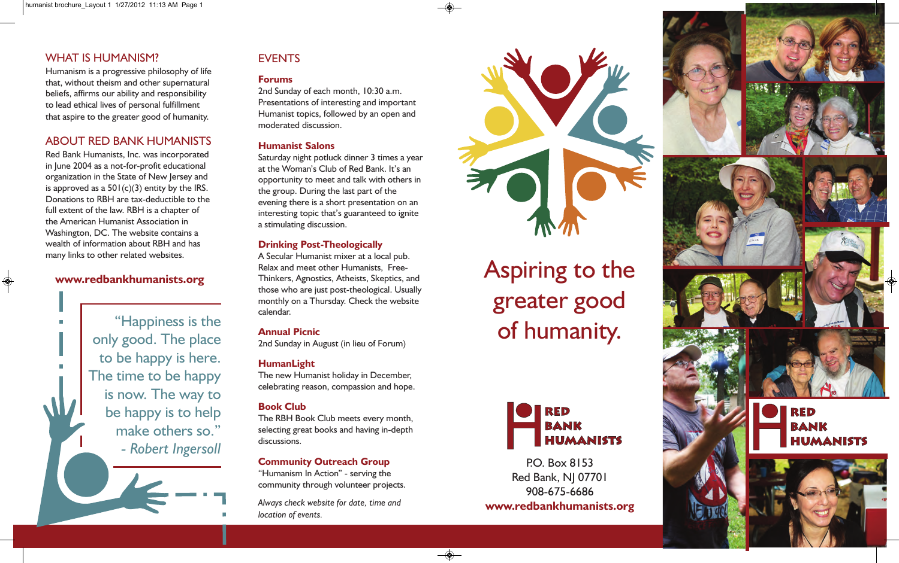## WHAT IS HUMANISM?

Humanism is a progressive philosophy of life that, without theism and other supernatural beliefs, affirms our ability and responsibility to lead ethical lives of personal fulfillment that aspire to the greater good of humanity.

## ABOUT RED BANK HUMANISTS

Red Bank Humanists, Inc. was incorporated in June 2004 as a not-for-profit educational organization in the State of New Jersey and is approved as a 501(c)(3) entity by the IRS. Donations to RBH are tax-deductible to the full extent of the law. RBH is a chapter of the American Humanist Association in Washington, DC. The website contains a wealth of information about RBH and has many links to other related websites.

**www.redbankhumanists.org**

> "Happiness is the only good. The place to be happy is here. The time to be happy is now. The way to be happy is to help make others so."
> *- Robert Ingersoll*

## EVENTS

### Forums

2nd Sunday of each month, 10:30 a.m. Presentations of interesting and important Humanist topics, followed by an open and moderated discussion.

### Humanist Salons

Saturday night potluck dinner 3 times a year at the Woman's Club of Red Bank. It's an opportunity to meet and talk with others in the group. During the last part of the evening there is a short presentation on an interesting topic that's guaranteed to ignite a stimulating discussion.

### Drinking Post-Theologically

A Secular Humanist mixer at a local pub. Relax and meet other Humanists, Free-Thinkers, Agnostics, Atheists, Skeptics, and those who are just post-theological. Usually monthly on a Thursday. Check the website calendar.

### Annual Picnic

2nd Sunday in August (in lieu of Forum)

### HumanLight

The new Humanist holiday in December, celebrating reason, compassion and hope.

### Book Club

The RBH Book Club meets every month, selecting great books and having in-depth discussions.

### Community Outreach Group

"Humanism In Action" - serving the community through volunteer projects.

*Always check website for date, time and location of events.*

# Aspiring to the greater good of humanity.

RED BANK HUMANISTS

P.O. Box 8153
Red Bank, NJ 07701
908-675-6686
**www.redbankhumanists.org**

RED BANK HUMANISTS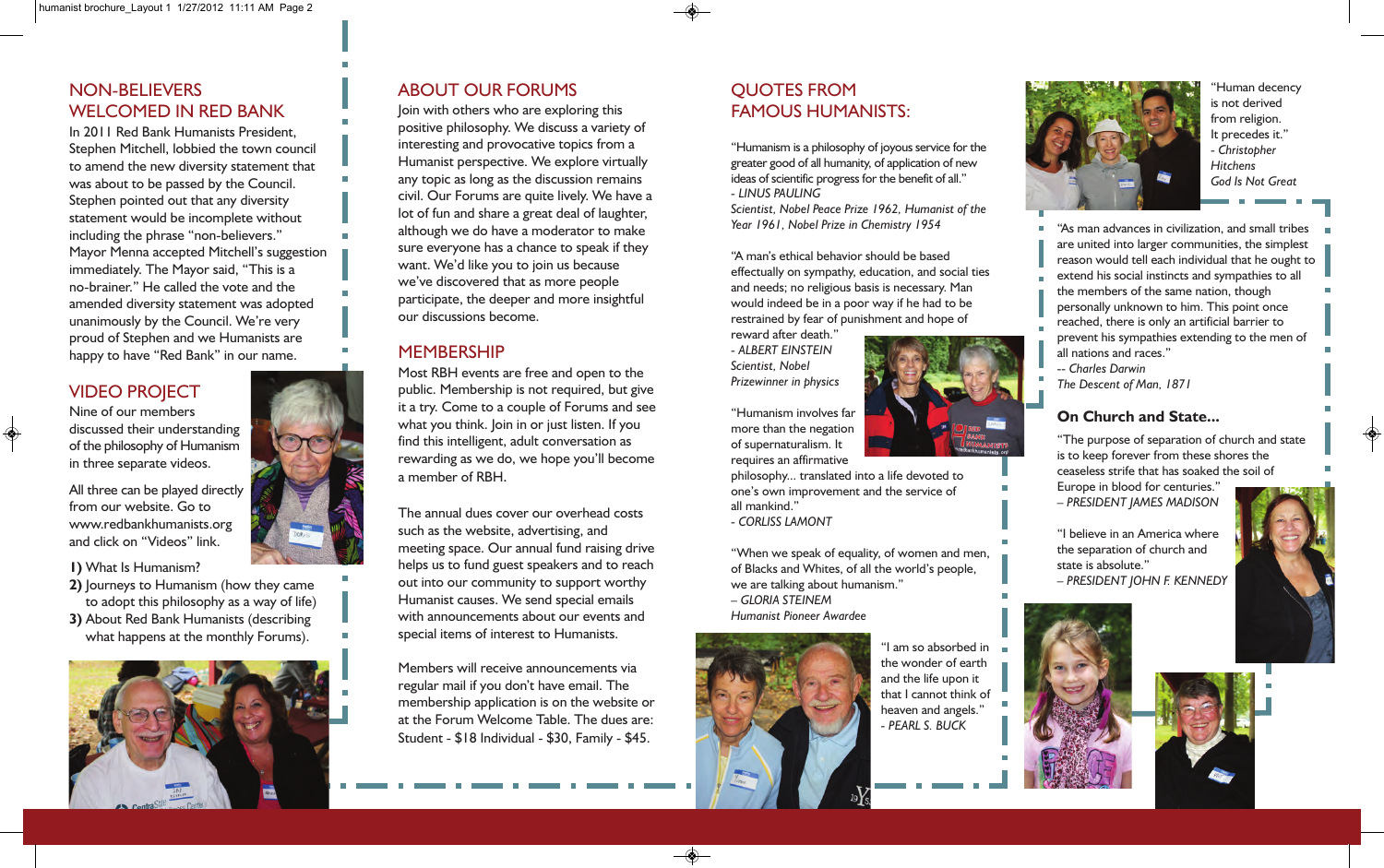## NON-BELIEVERS WELCOMED IN RED BANK

In 2011 Red Bank Humanists President, Stephen Mitchell, lobbied the town council to amend the new diversity statement that was about to be passed by the Council. Stephen pointed out that any diversity statement would be incomplete without including the phrase "non-believers." Mayor Menna accepted Mitchell's suggestion immediately. The Mayor said, "This is a no-brainer." He called the vote and the amended diversity statement was adopted unanimously by the Council. We're very proud of Stephen and we Humanists are happy to have "Red Bank" in our name.

## VIDEO PROJECT

Nine of our members discussed their understanding of the philosophy of Humanism in three separate videos.

All three can be played directly from our website. Go to www.redbankhumanists.org and click on "Videos" link.

**1)** What Is Humanism?
**2)** Journeys to Humanism (how they came to adopt this philosophy as a way of life)
**3)** About Red Bank Humanists (describing what happens at the monthly Forums).

## ABOUT OUR FORUMS

Join with others who are exploring this positive philosophy. We discuss a variety of interesting and provocative topics from a Humanist perspective. We explore virtually any topic as long as the discussion remains civil. Our Forums are quite lively. We have a lot of fun and share a great deal of laughter, although we do have a moderator to make sure everyone has a chance to speak if they want. We'd like you to join us because we've discovered that as more people participate, the deeper and more insightful our discussions become.

## MEMBERSHIP

Most RBH events are free and open to the public. Membership is not required, but give it a try. Come to a couple of Forums and see what you think. Join in or just listen. If you find this intelligent, adult conversation as rewarding as we do, we hope you'll become a member of RBH.

The annual dues cover our overhead costs such as the website, advertising, and meeting space. Our annual fund raising drive helps us to fund guest speakers and to reach out into our community to support worthy Humanist causes. We send special emails with announcements about our events and special items of interest to Humanists.

Members will receive announcements via regular mail if you don't have email. The membership application is on the website or at the Forum Welcome Table. The dues are: Student - $18 Individual - $30, Family - $45.

## QUOTES FROM FAMOUS HUMANISTS:

"Humanism is a philosophy of joyous service for the greater good of all humanity, of application of new ideas of scientific progress for the benefit of all."
*- LINUS PAULING*
*Scientist, Nobel Peace Prize 1962, Humanist of the Year 1961, Nobel Prize in Chemistry 1954*

"A man's ethical behavior should be based effectually on sympathy, education, and social ties and needs; no religious basis is necessary. Man would indeed be in a poor way if he had to be restrained by fear of punishment and hope of reward after death."
*- ALBERT EINSTEIN*
*Scientist, Nobel Prizewinner in physics*

"Humanism involves far more than the negation of supernaturalism. It requires an affirmative philosophy... translated into a life devoted to one's own improvement and the service of all mankind."
*- CORLISS LAMONT*

"When we speak of equality, of women and men, of Blacks and Whites, of all the world's people, we are talking about humanism."
*– GLORIA STEINEM*
*Humanist Pioneer Awardee*

"I am so absorbed in the wonder of earth and the life upon it that I cannot think of heaven and angels."
*- PEARL S. BUCK*

"Human decency is not derived from religion. It precedes it."
*- Christopher Hitchens*
*God Is Not Great*

"As man advances in civilization, and small tribes are united into larger communities, the simplest reason would tell each individual that he ought to extend his social instincts and sympathies to all the members of the same nation, though personally unknown to him. This point once reached, there is only an artificial barrier to prevent his sympathies extending to the men of all nations and races."
*-- Charles Darwin*
*The Descent of Man, 1871*

### On Church and State...

"The purpose of separation of church and state is to keep forever from these shores the ceaseless strife that has soaked the soil of Europe in blood for centuries."
*– PRESIDENT JAMES MADISON*

"I believe in an America where the separation of church and state is absolute."
*– PRESIDENT JOHN F. KENNEDY*